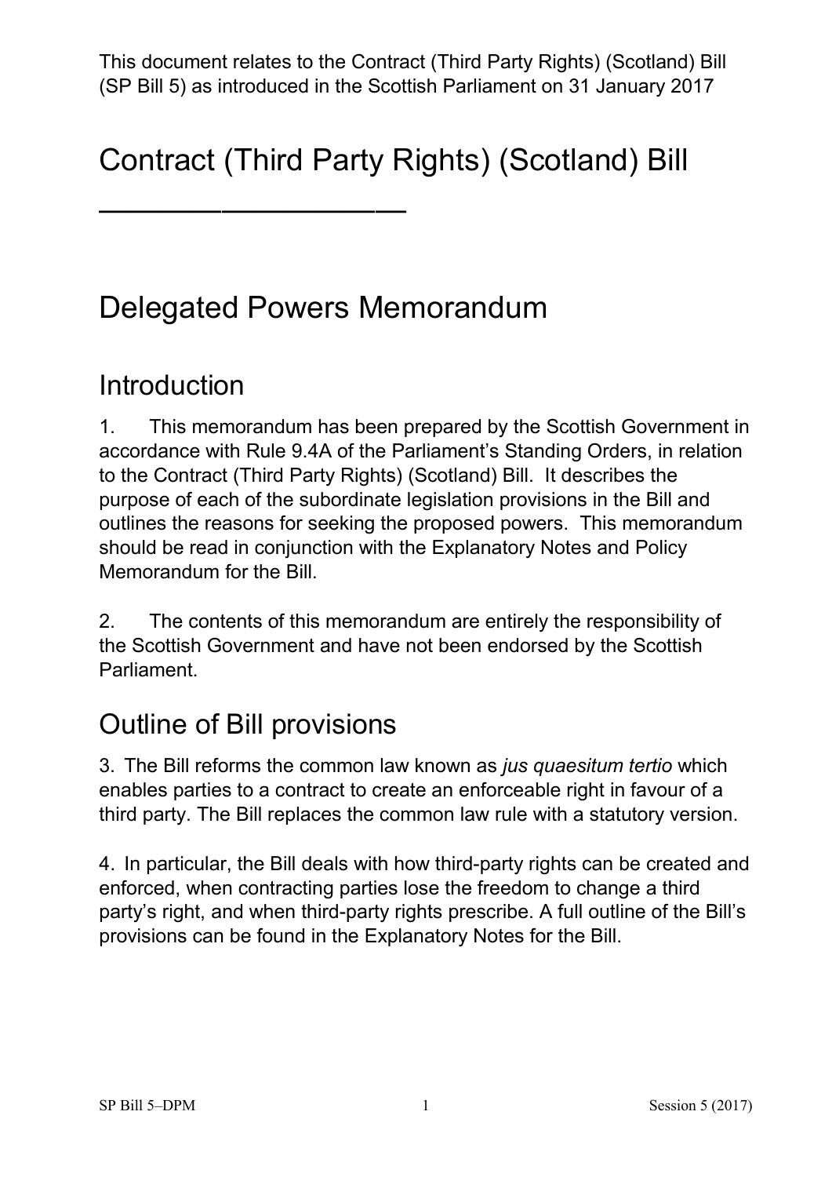This document relates to the Contract (Third Party Rights) (Scotland) Bill (SP Bill 5) as introduced in the Scottish Parliament on 31 January 2017

# Contract (Third Party Rights) (Scotland) Bill

---

# Delegated Powers Memorandum

## Introduction

1. This memorandum has been prepared by the Scottish Government in accordance with Rule 9.4A of the Parliament's Standing Orders, in relation to the Contract (Third Party Rights) (Scotland) Bill. It describes the purpose of each of the subordinate legislation provisions in the Bill and outlines the reasons for seeking the proposed powers. This memorandum should be read in conjunction with the Explanatory Notes and Policy Memorandum for the Bill.

2. The contents of this memorandum are entirely the responsibility of the Scottish Government and have not been endorsed by the Scottish Parliament.

## Outline of Bill provisions

3. The Bill reforms the common law known as *jus quaesitum tertio* which enables parties to a contract to create an enforceable right in favour of a third party. The Bill replaces the common law rule with a statutory version.

4. In particular, the Bill deals with how third-party rights can be created and enforced, when contracting parties lose the freedom to change a third party's right, and when third-party rights prescribe. A full outline of the Bill's provisions can be found in the Explanatory Notes for the Bill.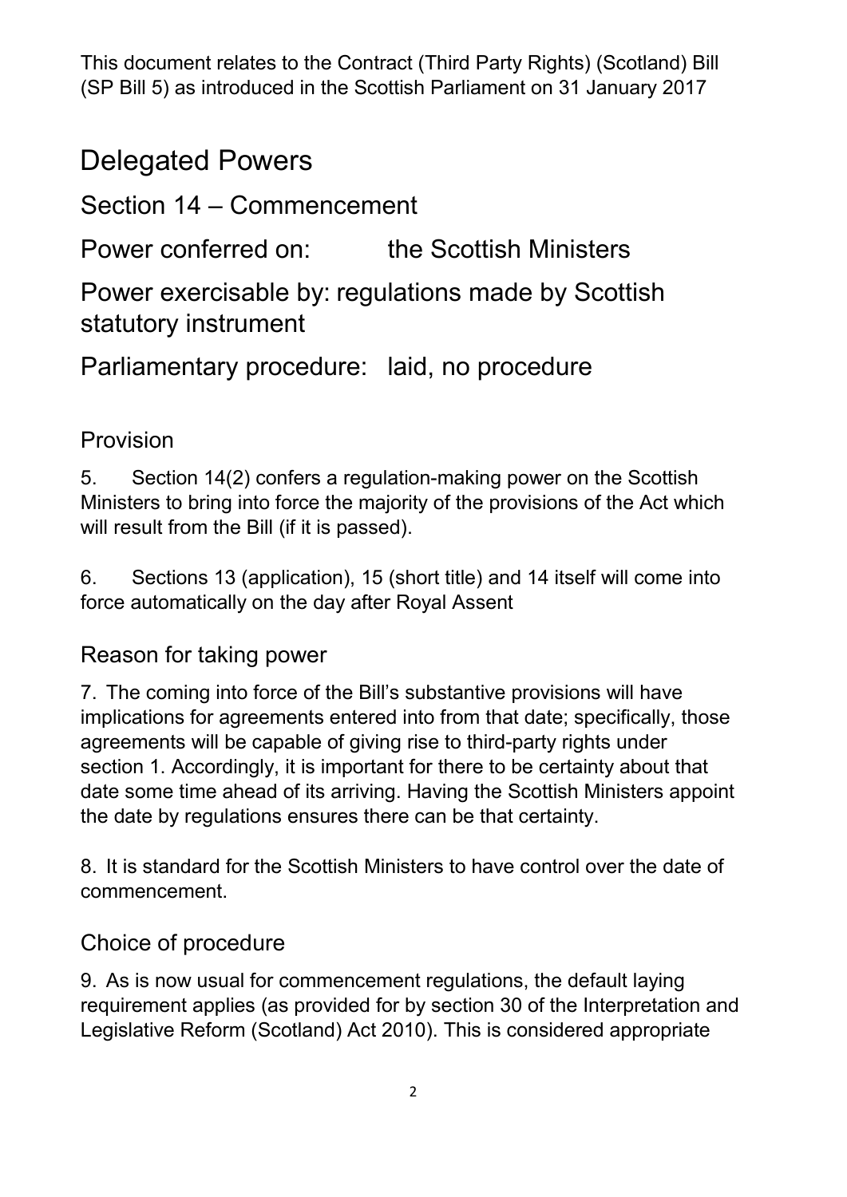This document relates to the Contract (Third Party Rights) (Scotland) Bill (SP Bill 5) as introduced in the Scottish Parliament on 31 January 2017

# Delegated Powers

## Section 14 – Commencement

Power conferred on: the Scottish Ministers

Power exercisable by: regulations made by Scottish statutory instrument

Parliamentary procedure: laid, no procedure

### Provision

5. Section 14(2) confers a regulation-making power on the Scottish Ministers to bring into force the majority of the provisions of the Act which will result from the Bill (if it is passed).

6. Sections 13 (application), 15 (short title) and 14 itself will come into force automatically on the day after Royal Assent

### Reason for taking power

7. The coming into force of the Bill's substantive provisions will have implications for agreements entered into from that date; specifically, those agreements will be capable of giving rise to third-party rights under section 1. Accordingly, it is important for there to be certainty about that date some time ahead of its arriving. Having the Scottish Ministers appoint the date by regulations ensures there can be that certainty.

8. It is standard for the Scottish Ministers to have control over the date of commencement.

### Choice of procedure

9. As is now usual for commencement regulations, the default laying requirement applies (as provided for by section 30 of the Interpretation and Legislative Reform (Scotland) Act 2010). This is considered appropriate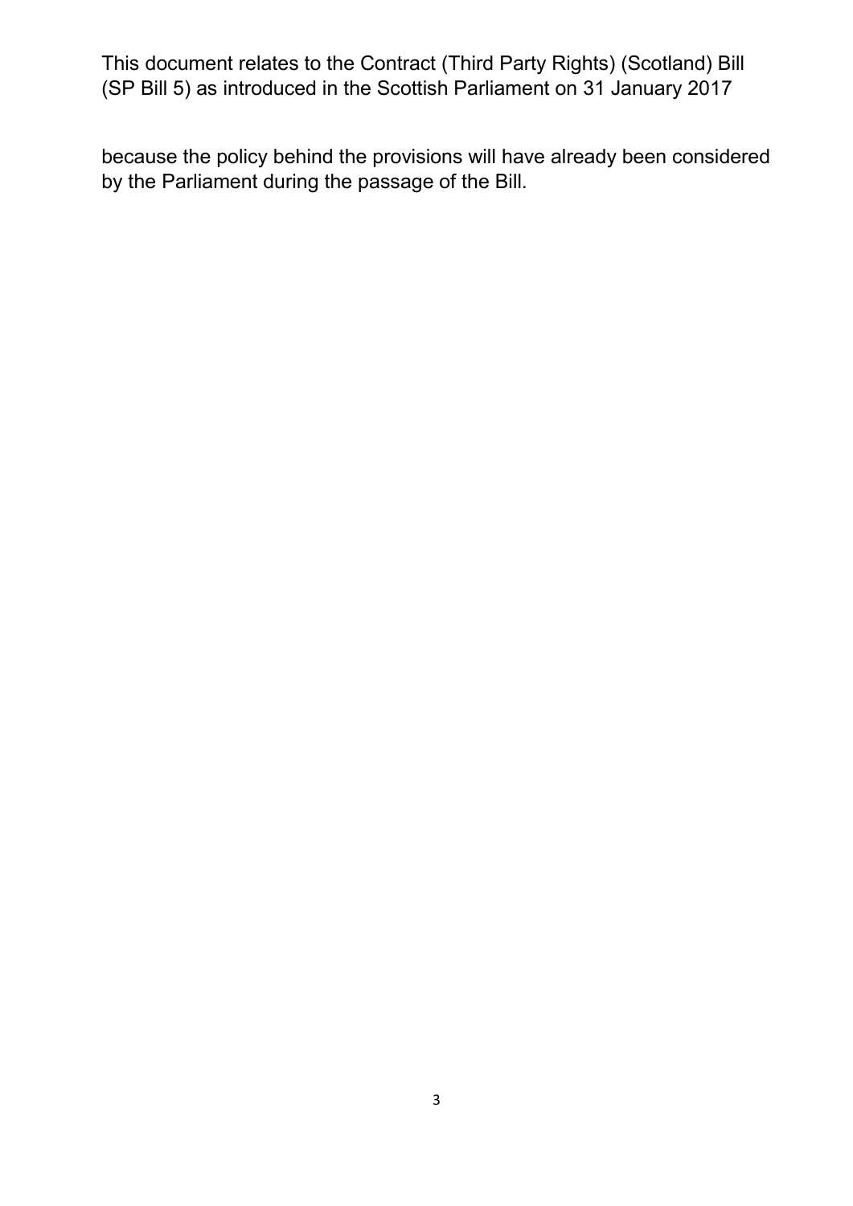because the policy behind the provisions will have already been considered by the Parliament during the passage of the Bill.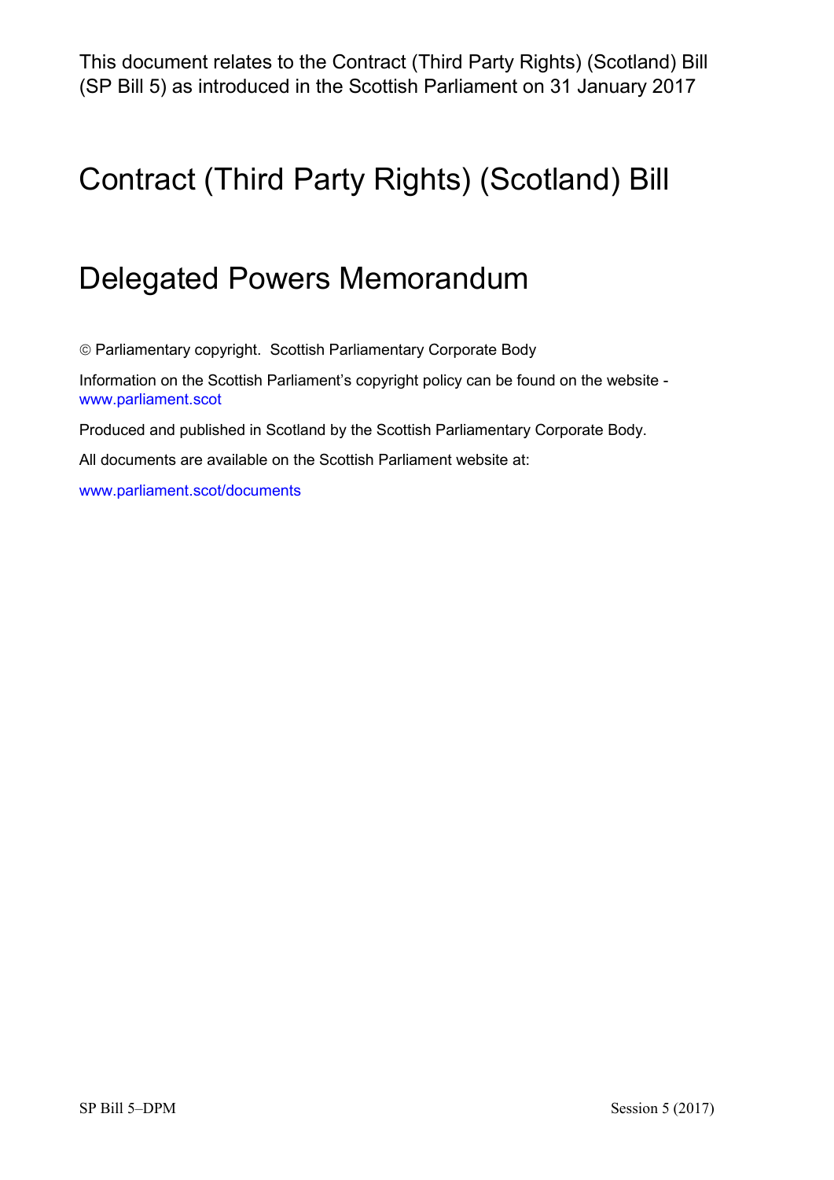This document relates to the Contract (Third Party Rights) (Scotland) Bill (SP Bill 5) as introduced in the Scottish Parliament on 31 January 2017

# Contract (Third Party Rights) (Scotland) Bill

# Delegated Powers Memorandum

© Parliamentary copyright. Scottish Parliamentary Corporate Body

Information on the Scottish Parliament's copyright policy can be found on the website - www.parliament.scot

Produced and published in Scotland by the Scottish Parliamentary Corporate Body.

All documents are available on the Scottish Parliament website at:

www.parliament.scot/documents

SP Bill 5–DPM Session 5 (2017)